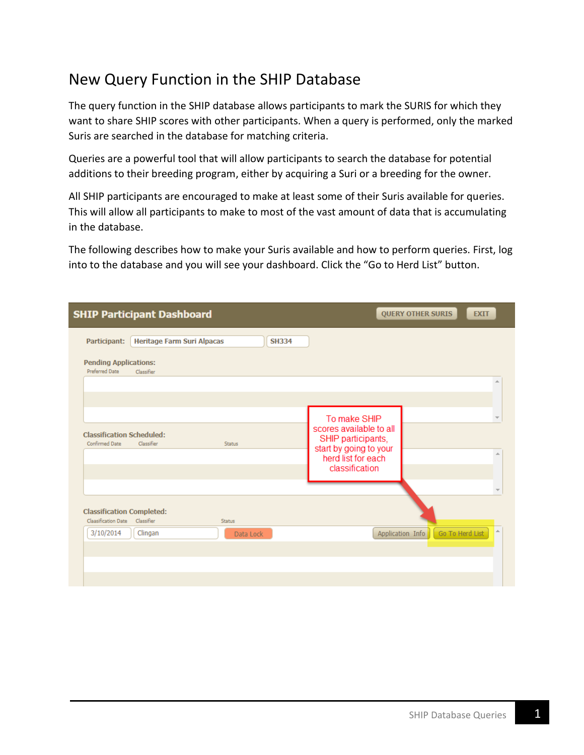# New Query Function in the SHIP Database

The query function in the SHIP database allows participants to mark the SURIS for which they want to share SHIP scores with other participants. When a query is performed, only the marked Suris are searched in the database for matching criteria.

Queries are a powerful tool that will allow participants to search the database for potential additions to their breeding program, either by acquiring a Suri or a breeding for the owner.

All SHIP participants are encouraged to make at least some of their Suris available for queries. This will allow all participants to make to most of the vast amount of data that is accumulating in the database.

The following describes how to make your Suris available and how to perform queries. First, log into to the database and you will see your dashboard. Click the "Go to Herd List" button.

**SHIP Participant Dashboard** QUERY OTHER SURIS EXIT

Participant: Heritage Farm Suri Alpacas SH334

Pending Applications:
Preferred Date Classifier

Classification Scheduled:
Confirmed Date Classifier Status

Classification Completed:
Classification Date Classifier Status

3/10/2014 Clingan Data Lock Application Info Go To Herd List

To make SHIP scores available to all SHIP participants, start by going to your herd list for each classification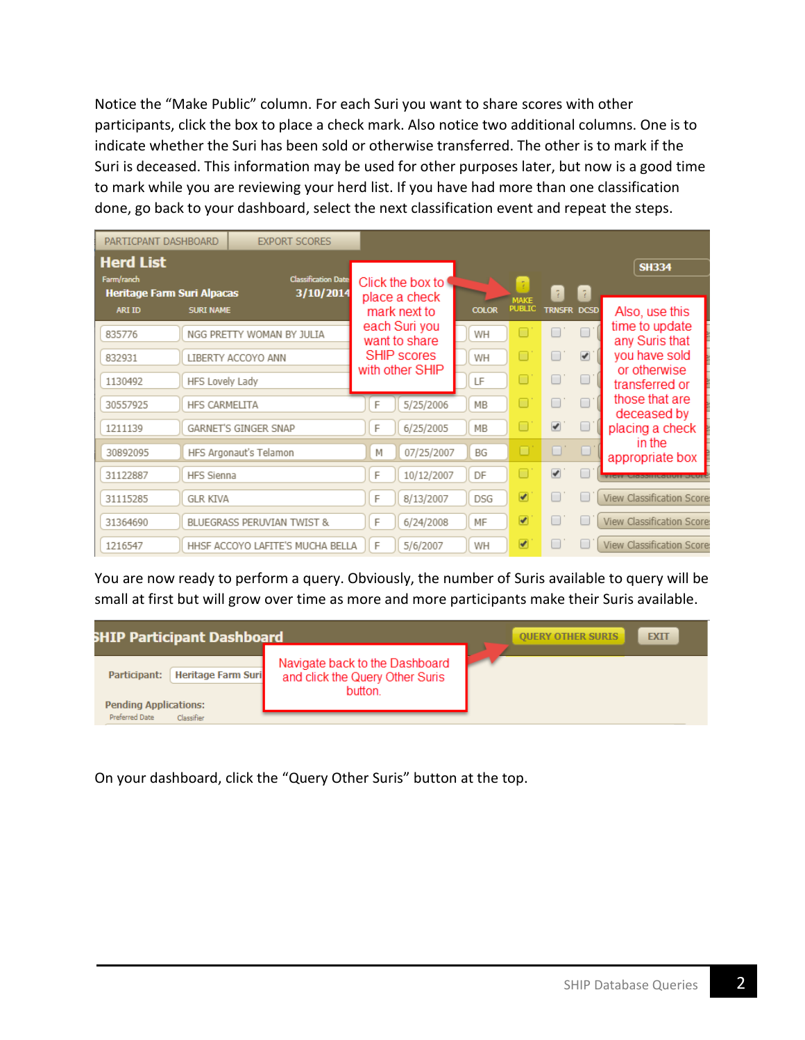Notice the “Make Public” column. For each Suri you want to share scores with other participants, click the box to place a check mark. Also notice two additional columns. One is to indicate whether the Suri has been sold or otherwise transferred. The other is to mark if the Suri is deceased. This information may be used for other purposes later, but now is a good time to mark while you are reviewing your herd list. If you have had more than one classification done, go back to your dashboard, select the next classification event and repeat the steps.

PARTICIPANT DASHBOARD | EXPORT SCORES

**Herd List** SH334

Farm/ranch: Heritage Farm Suri Alpacas — Classification Date: 3/10/2014

| ARI ID | SURI NAME | | | COLOR | MAKE PUBLIC | TRNSFR | DCSD | |
|---|---|---|---|---|---|---|---|---|
| 835776 | NGG PRETTY WOMAN BY JULIA | | | WH | ☐ | ☐ | ☐ | |
| 832931 | LIBERTY ACCOYO ANN | | | WH | ☐ | ☐ | ☑ | |
| 1130492 | HFS Lovely Lady | | | LF | ☐ | ☐ | ☐ | |
| 30557925 | HFS CARMELITA | F | 5/25/2006 | MB | ☐ | ☐ | ☐ | |
| 1211139 | GARNET'S GINGER SNAP | F | 6/25/2005 | MB | ☐ | ☑ | ☐ | |
| 30892095 | HFS Argonaut's Telamon | M | 07/25/2007 | BG | ☐ | ☐ | ☐ | |
| 31122887 | HFS Sienna | F | 10/12/2007 | DF | ☐ | ☑ | ☐ | View Classification Score |
| 31115285 | GLR KIVA | F | 8/13/2007 | DSG | ☑ | ☐ | ☐ | View Classification Score |
| 31364690 | BLUEGRASS PERUVIAN TWIST & | F | 6/24/2008 | MF | ☑ | ☐ | ☐ | View Classification Score |
| 1216547 | HHSF ACCOYO LAFITE'S MUCHA BELLA | F | 5/6/2007 | WH | ☑ | ☐ | ☐ | View Classification Score |

Click the box to place a check mark next to each Suri you want to share SHIP scores with other SHIP

Also, use this time to update any Suris that you have sold or otherwise transferred or those that are deceased by placing a check in the appropriate box

You are now ready to perform a query. Obviously, the number of Suris available to query will be small at first but will grow over time as more and more participants make their Suris available.

**SHIP Participant Dashboard** — QUERY OTHER SURIS | EXIT

Participant: Heritage Farm Suri

Pending Applications: Preferred Date | Classifier

Navigate back to the Dashboard and click the Query Other Suris button.

On your dashboard, click the “Query Other Suris” button at the top.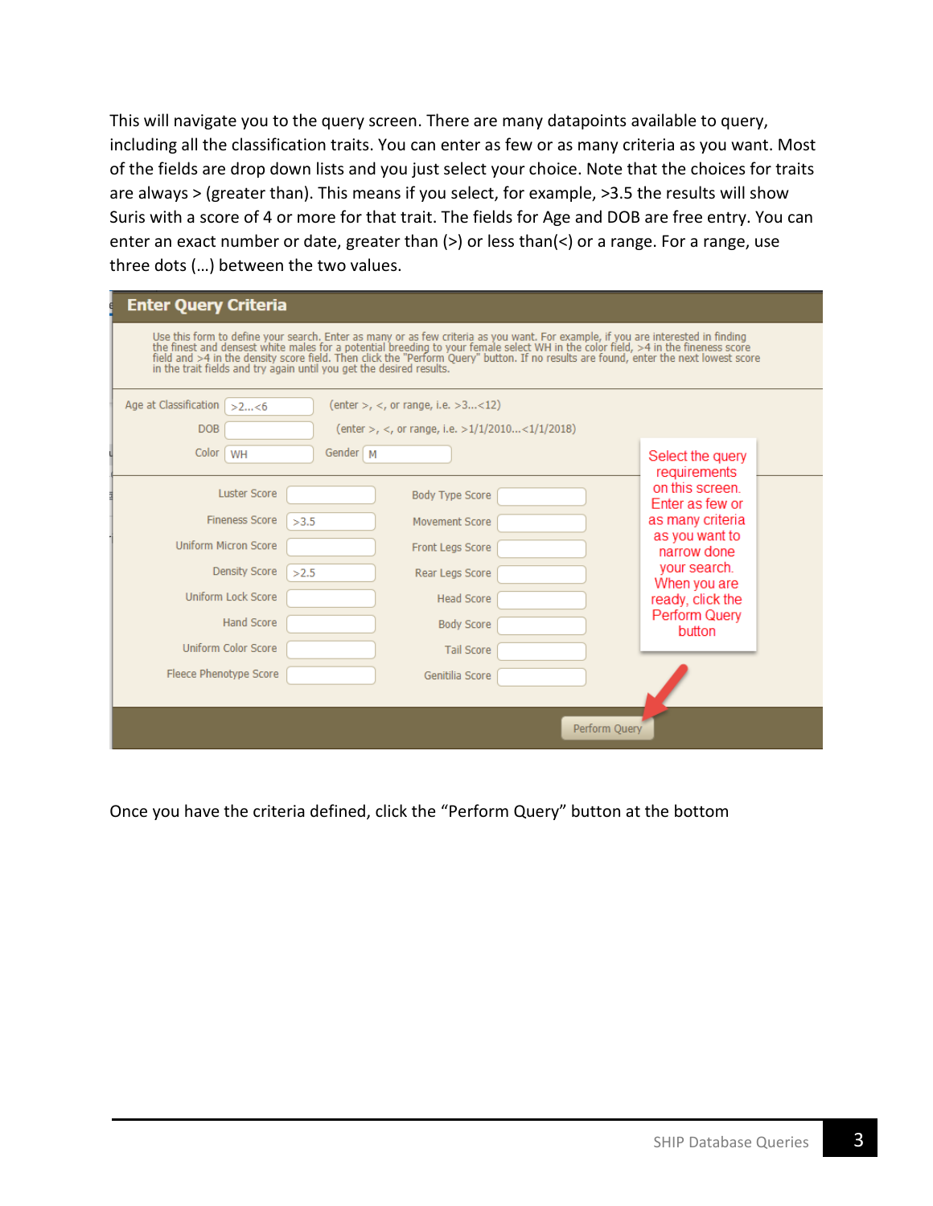This will navigate you to the query screen. There are many datapoints available to query, including all the classification traits. You can enter as few or as many criteria as you want. Most of the fields are drop down lists and you just select your choice. Note that the choices for traits are always > (greater than). This means if you select, for example, >3.5 the results will show Suris with a score of 4 or more for that trait. The fields for Age and DOB are free entry. You can enter an exact number or date, greater than (>) or less than(<) or a range. For a range, use three dots (…) between the two values.

**Enter Query Criteria**

Use this form to define your search. Enter as many or as few criteria as you want. For example, if you are interested in finding the finest and densest white males for a potential breeding to your female select WH in the color field, >4 in the fineness score field and >4 in the density score field. Then click the "Perform Query" button. If no results are found, enter the next lowest score in the trait fields and try again until you get the desired results.

Age at Classification: >2...<6 (enter >, <, or range, i.e. >3...<12)

DOB: (enter >, <, or range, i.e. >1/1/2010...<1/1/2018)

Color: WH Gender: M

| | | | |
|---|---|---|---|
| Luster Score | | Body Type Score | |
| Fineness Score | >3.5 | Movement Score | |
| Uniform Micron Score | | Front Legs Score | |
| Density Score | >2.5 | Rear Legs Score | |
| Uniform Lock Score | | Head Score | |
| Hand Score | | Body Score | |
| Uniform Color Score | | Tail Score | |
| Fleece Phenotype Score | | Genitilia Score | |

Select the query requirements on this screen. Enter as few or as many criteria as you want to narrow done your search. When you are ready, click the Perform Query button

Perform Query

Once you have the criteria defined, click the "Perform Query" button at the bottom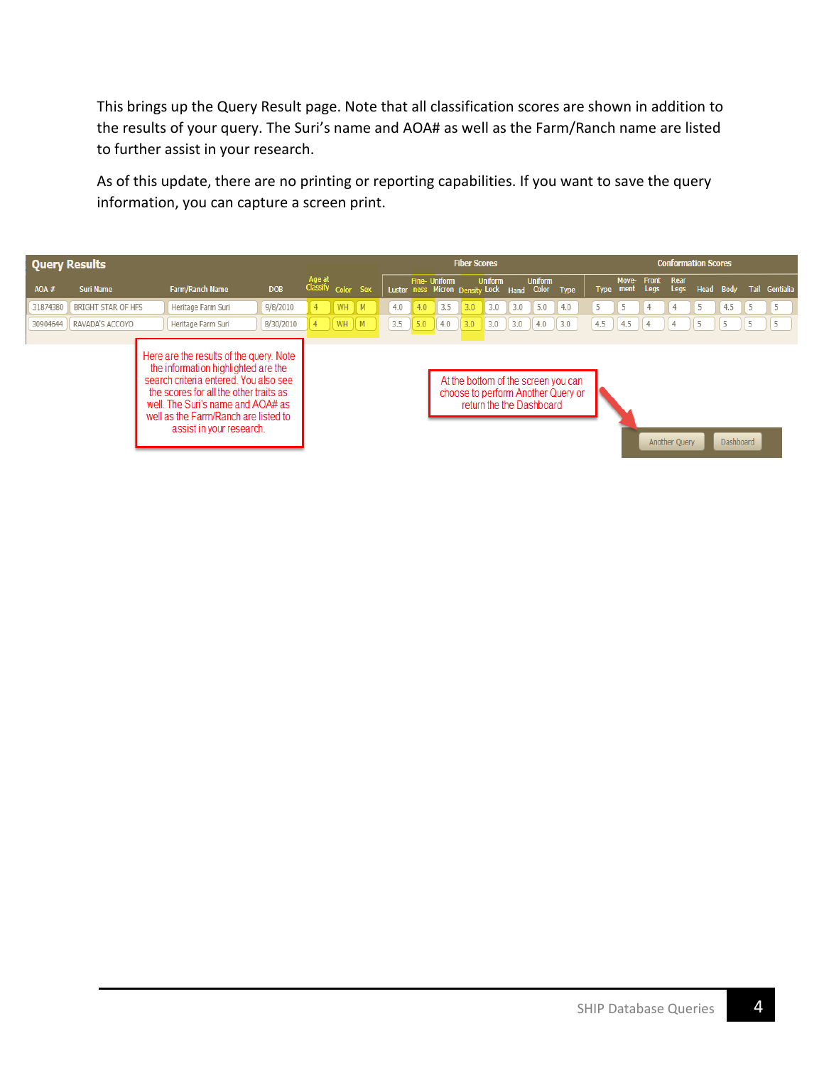This brings up the Query Result page. Note that all classification scores are shown in addition to the results of your query. The Suri's name and AOA# as well as the Farm/Ranch name are listed to further assist in your research.

As of this update, there are no printing or reporting capabilities. If you want to save the query information, you can capture a screen print.

**Query Results**

| | | | | | | | Fiber Scores | | | | | | | | Conformation Scores | | | | | | | | |
|---|---|---|---|---|---|---|---|---|---|---|---|---|---|---|---|---|---|---|---|---|---|---|---|
| AOA # | Suri Name | Farm/Ranch Name | DOB | Age at Classify | Color | Sex | Luster | Fine-ness | Uniform Micron | Density | Uniform Lock | Hand | Uniform Color | Type | Type | Move-ment | Front Legs | Rear Legs | Head | Body | Tail | Gentialia |
| 31874380 | BRIGHT STAR OF HFS | Heritage Farm Suri | 9/8/2010 | 4 | WH | M | 4.0 | 4.0 | 3.5 | 3.0 | 3.0 | 3.0 | 5.0 | 4.0 | 5 | 5 | 4 | 4 | 5 | 4.5 | 5 | 5 |
| 30904544 | RAVADA'S ACCOYO | Heritage Farm Suri | 8/30/2010 | 4 | WH | M | 3.5 | 5.0 | 4.0 | 3.0 | 3.0 | 3.0 | 4.0 | 3.0 | 4.5 | 4.5 | 4 | 4 | 5 | 5 | 5 | 5 |

Here are the results of the query. Note the information highlighted are the search criteria entered. You also see the scores for all the other traits as well. The Suri's name and AOA# as well as the Farm/Ranch are listed to assist in your research.

At the bottom of the screen you can choose to perform Another Query or return the the Dashboard

Another Query | Dashboard